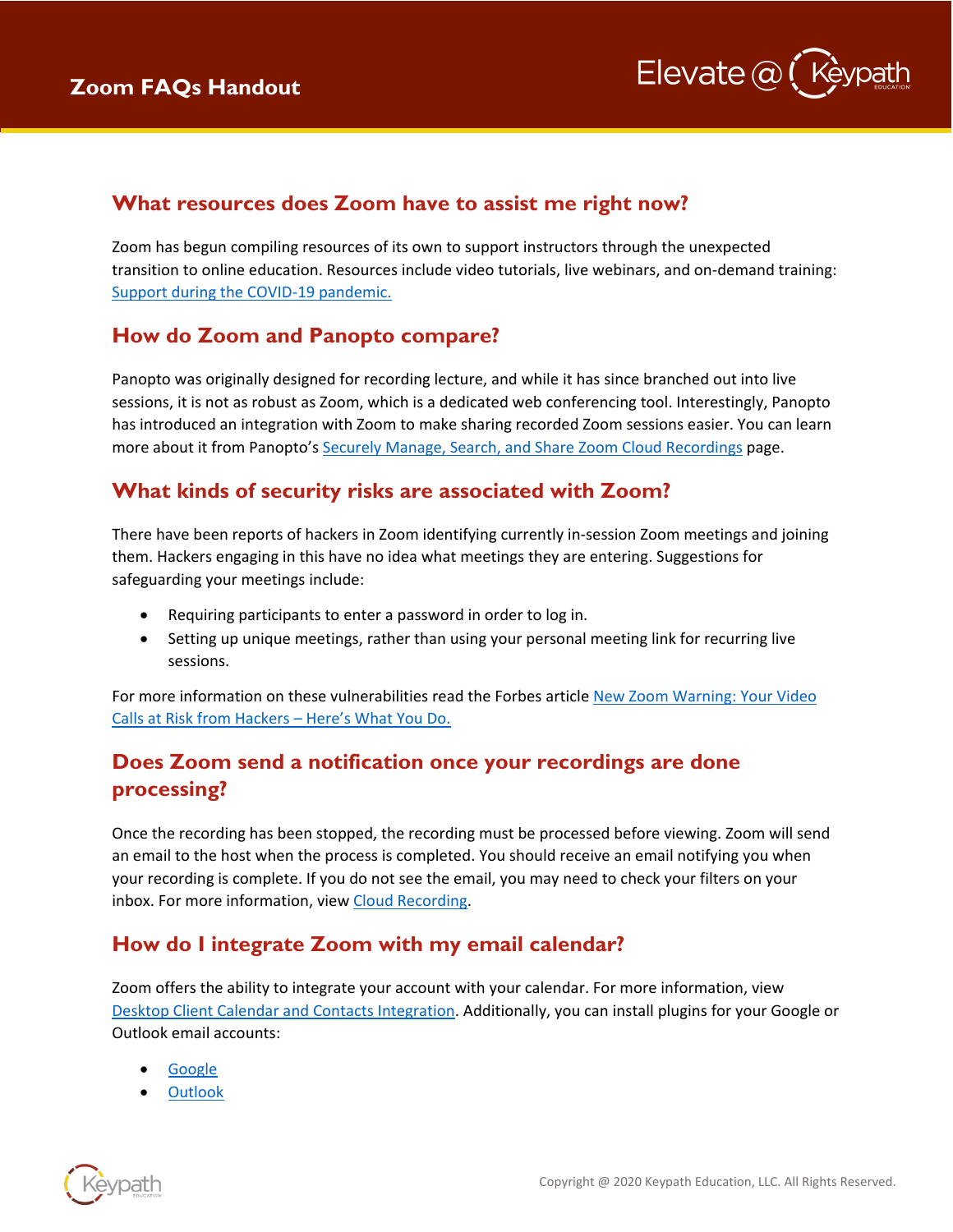# Zoom FAQs Handout

## What resources does Zoom have to assist me right now?

Zoom has begun compiling resources of its own to support instructors through the unexpected transition to online education. Resources include video tutorials, live webinars, and on-demand training: Support during the COVID-19 pandemic.

## How do Zoom and Panopto compare?

Panopto was originally designed for recording lecture, and while it has since branched out into live sessions, it is not as robust as Zoom, which is a dedicated web conferencing tool. Interestingly, Panopto has introduced an integration with Zoom to make sharing recorded Zoom sessions easier. You can learn more about it from Panopto's Securely Manage, Search, and Share Zoom Cloud Recordings page.

## What kinds of security risks are associated with Zoom?

There have been reports of hackers in Zoom identifying currently in-session Zoom meetings and joining them. Hackers engaging in this have no idea what meetings they are entering. Suggestions for safeguarding your meetings include:

- Requiring participants to enter a password in order to log in.
- Setting up unique meetings, rather than using your personal meeting link for recurring live sessions.

For more information on these vulnerabilities read the Forbes article New Zoom Warning: Your Video Calls at Risk from Hackers – Here's What You Do.

## Does Zoom send a notification once your recordings are done processing?

Once the recording has been stopped, the recording must be processed before viewing. Zoom will send an email to the host when the process is completed. You should receive an email notifying you when your recording is complete. If you do not see the email, you may need to check your filters on your inbox. For more information, view Cloud Recording.

## How do I integrate Zoom with my email calendar?

Zoom offers the ability to integrate your account with your calendar. For more information, view Desktop Client Calendar and Contacts Integration. Additionally, you can install plugins for your Google or Outlook email accounts:

- Google
- Outlook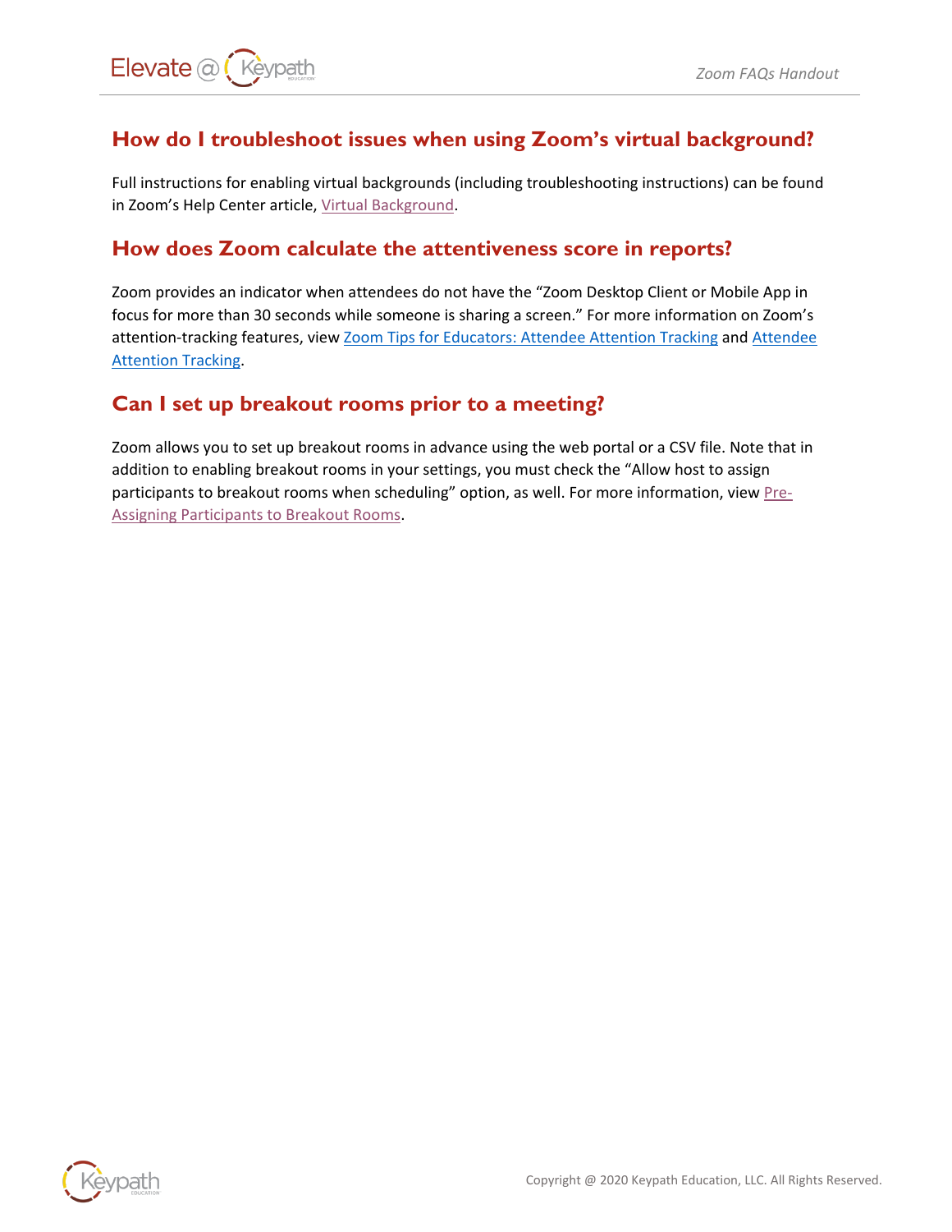## How do I troubleshoot issues when using Zoom's virtual background?

Full instructions for enabling virtual backgrounds (including troubleshooting instructions) can be found in Zoom's Help Center article, Virtual Background.

## How does Zoom calculate the attentiveness score in reports?

Zoom provides an indicator when attendees do not have the "Zoom Desktop Client or Mobile App in focus for more than 30 seconds while someone is sharing a screen." For more information on Zoom's attention-tracking features, view Zoom Tips for Educators: Attendee Attention Tracking and Attendee Attention Tracking.

## Can I set up breakout rooms prior to a meeting?

Zoom allows you to set up breakout rooms in advance using the web portal or a CSV file. Note that in addition to enabling breakout rooms in your settings, you must check the "Allow host to assign participants to breakout rooms when scheduling" option, as well. For more information, view Pre-Assigning Participants to Breakout Rooms.